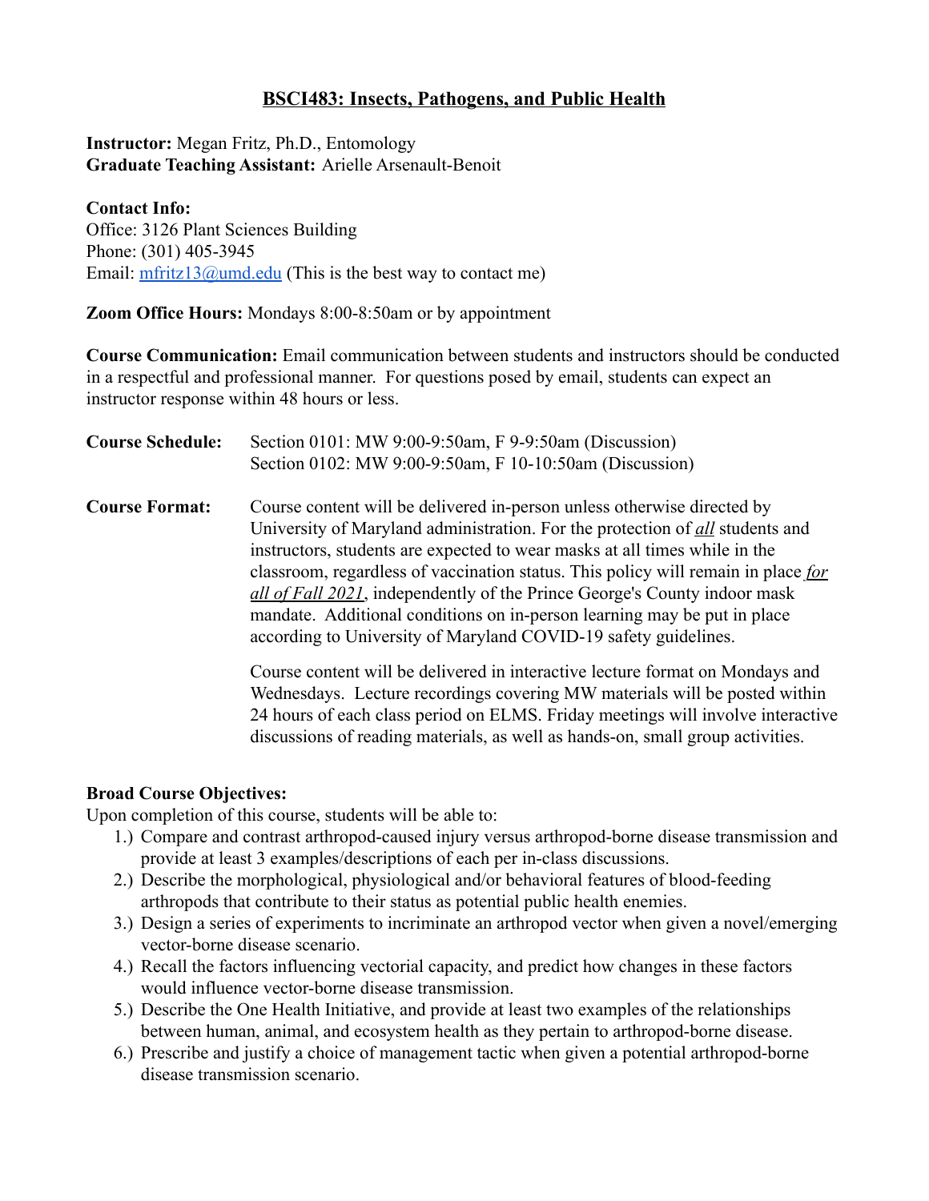# BSCI483: Insects, Pathogens, and Public Health

**Instructor:** Megan Fritz, Ph.D., Entomology
**Graduate Teaching Assistant:** Arielle Arsenault-Benoit

**Contact Info:**
Office: 3126 Plant Sciences Building
Phone: (301) 405-3945
Email: mfritz13@umd.edu (This is the best way to contact me)

**Zoom Office Hours:** Mondays 8:00-8:50am or by appointment

**Course Communication:** Email communication between students and instructors should be conducted in a respectful and professional manner. For questions posed by email, students can expect an instructor response within 48 hours or less.

**Course Schedule:** Section 0101: MW 9:00-9:50am, F 9-9:50am (Discussion)
Section 0102: MW 9:00-9:50am, F 10-10:50am (Discussion)

**Course Format:** Course content will be delivered in-person unless otherwise directed by University of Maryland administration. For the protection of ***all*** students and instructors, students are expected to wear masks at all times while in the classroom, regardless of vaccination status. This policy will remain in place ***for all of Fall 2021***, independently of the Prince George's County indoor mask mandate. Additional conditions on in-person learning may be put in place according to University of Maryland COVID-19 safety guidelines.

Course content will be delivered in interactive lecture format on Mondays and Wednesdays. Lecture recordings covering MW materials will be posted within 24 hours of each class period on ELMS. Friday meetings will involve interactive discussions of reading materials, as well as hands-on, small group activities.

**Broad Course Objectives:**
Upon completion of this course, students will be able to:

1.) Compare and contrast arthropod-caused injury versus arthropod-borne disease transmission and provide at least 3 examples/descriptions of each per in-class discussions.
2.) Describe the morphological, physiological and/or behavioral features of blood-feeding arthropods that contribute to their status as potential public health enemies.
3.) Design a series of experiments to incriminate an arthropod vector when given a novel/emerging vector-borne disease scenario.
4.) Recall the factors influencing vectorial capacity, and predict how changes in these factors would influence vector-borne disease transmission.
5.) Describe the One Health Initiative, and provide at least two examples of the relationships between human, animal, and ecosystem health as they pertain to arthropod-borne disease.
6.) Prescribe and justify a choice of management tactic when given a potential arthropod-borne disease transmission scenario.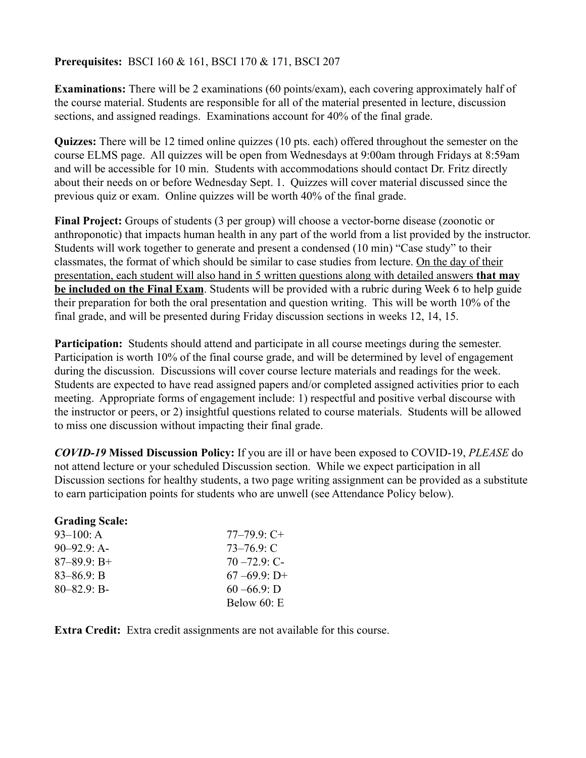**Prerequisites:** BSCI 160 & 161, BSCI 170 & 171, BSCI 207

**Examinations:** There will be 2 examinations (60 points/exam), each covering approximately half of the course material. Students are responsible for all of the material presented in lecture, discussion sections, and assigned readings. Examinations account for 40% of the final grade.

**Quizzes:** There will be 12 timed online quizzes (10 pts. each) offered throughout the semester on the course ELMS page. All quizzes will be open from Wednesdays at 9:00am through Fridays at 8:59am and will be accessible for 10 min. Students with accommodations should contact Dr. Fritz directly about their needs on or before Wednesday Sept. 1. Quizzes will cover material discussed since the previous quiz or exam. Online quizzes will be worth 40% of the final grade.

**Final Project:** Groups of students (3 per group) will choose a vector-borne disease (zoonotic or anthroponotic) that impacts human health in any part of the world from a list provided by the instructor. Students will work together to generate and present a condensed (10 min) "Case study" to their classmates, the format of which should be similar to case studies from lecture. <u>On the day of their presentation, each student will also hand in 5 written questions along with detailed answers</u> **<u>that may be included on the Final Exam</u>**. Students will be provided with a rubric during Week 6 to help guide their preparation for both the oral presentation and question writing. This will be worth 10% of the final grade, and will be presented during Friday discussion sections in weeks 12, 14, 15.

**Participation:** Students should attend and participate in all course meetings during the semester. Participation is worth 10% of the final course grade, and will be determined by level of engagement during the discussion. Discussions will cover course lecture materials and readings for the week. Students are expected to have read assigned papers and/or completed assigned activities prior to each meeting. Appropriate forms of engagement include: 1) respectful and positive verbal discourse with the instructor or peers, or 2) insightful questions related to course materials. Students will be allowed to miss one discussion without impacting their final grade.

***COVID-19* Missed Discussion Policy:** If you are ill or have been exposed to COVID-19, *PLEASE* do not attend lecture or your scheduled Discussion section. While we expect participation in all Discussion sections for healthy students, a two page writing assignment can be provided as a substitute to earn participation points for students who are unwell (see Attendance Policy below).

**Grading Scale:**

| | |
|---|---|
| 93–100: A | 77–79.9: C+ |
| 90–92.9: A- | 73–76.9: C |
| 87–89.9: B+ | 70 –72.9: C- |
| 83–86.9: B | 67 –69.9: D+ |
| 80–82.9: B- | 60 –66.9: D |
| | Below 60: E |

**Extra Credit:** Extra credit assignments are not available for this course.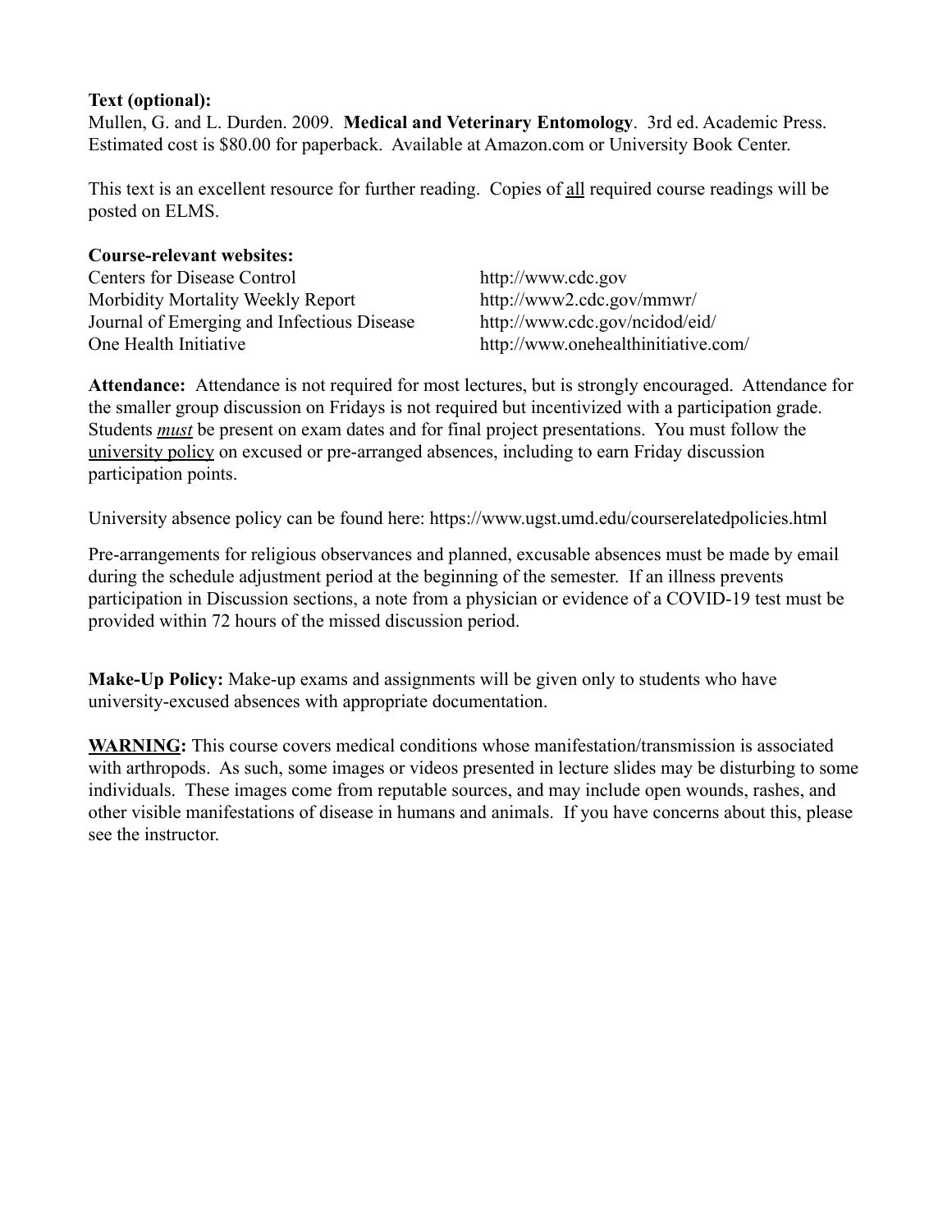**Text (optional):**
Mullen, G. and L. Durden. 2009. **Medical and Veterinary Entomology**. 3rd ed. Academic Press. Estimated cost is $80.00 for paperback. Available at Amazon.com or University Book Center.

This text is an excellent resource for further reading. Copies of all required course readings will be posted on ELMS.

**Course-relevant websites:**

| | |
|---|---|
| Centers for Disease Control | http://www.cdc.gov |
| Morbidity Mortality Weekly Report | http://www2.cdc.gov/mmwr/ |
| Journal of Emerging and Infectious Disease | http://www.cdc.gov/ncidod/eid/ |
| One Health Initiative | http://www.onehealthinitiative.com/ |

**Attendance:** Attendance is not required for most lectures, but is strongly encouraged. Attendance for the smaller group discussion on Fridays is not required but incentivized with a participation grade. Students ***must*** be present on exam dates and for final project presentations. You must follow the university policy on excused or pre-arranged absences, including to earn Friday discussion participation points.

University absence policy can be found here: https://www.ugst.umd.edu/courserelatedpolicies.html

Pre-arrangements for religious observances and planned, excusable absences must be made by email during the schedule adjustment period at the beginning of the semester. If an illness prevents participation in Discussion sections, a note from a physician or evidence of a COVID-19 test must be provided within 72 hours of the missed discussion period.

**Make-Up Policy:** Make-up exams and assignments will be given only to students who have university-excused absences with appropriate documentation.

**WARNING:** This course covers medical conditions whose manifestation/transmission is associated with arthropods. As such, some images or videos presented in lecture slides may be disturbing to some individuals. These images come from reputable sources, and may include open wounds, rashes, and other visible manifestations of disease in humans and animals. If you have concerns about this, please see the instructor.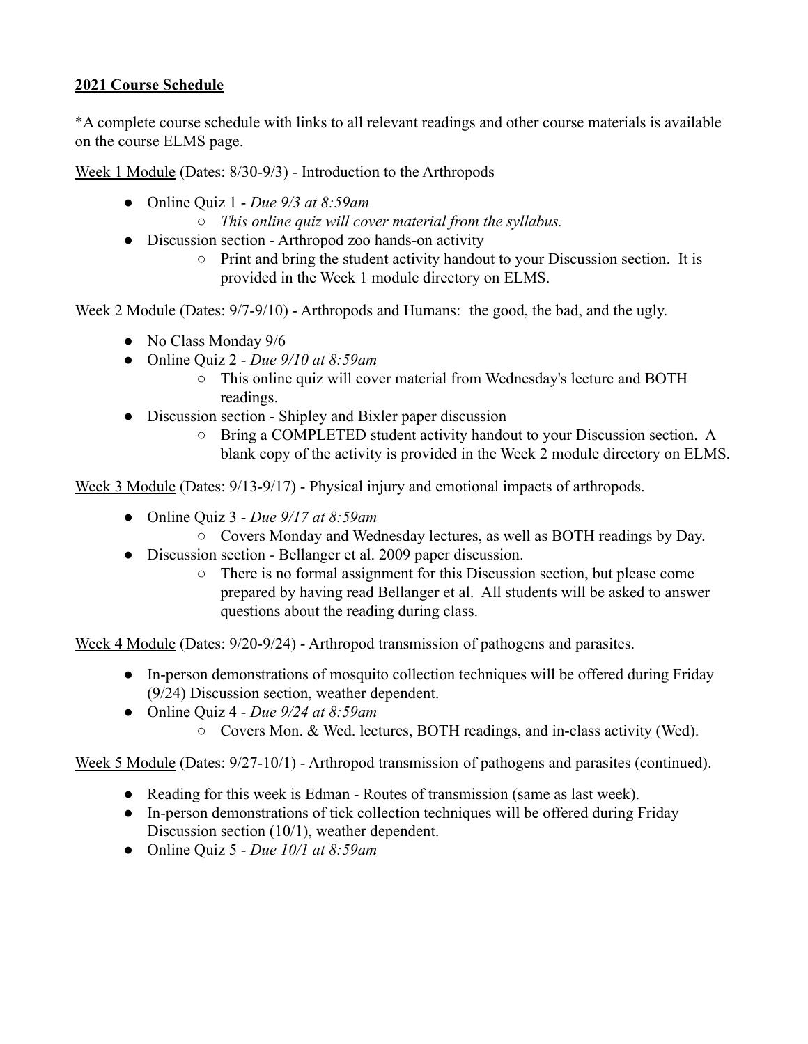**2021 Course Schedule**

*A complete course schedule with links to all relevant readings and other course materials is available on the course ELMS page.

Week 1 Module (Dates: 8/30-9/3) - Introduction to the Arthropods

- Online Quiz 1 - *Due 9/3 at 8:59am*
  - *This online quiz will cover material from the syllabus.*
- Discussion section - Arthropod zoo hands-on activity
  - Print and bring the student activity handout to your Discussion section. It is provided in the Week 1 module directory on ELMS.

Week 2 Module (Dates: 9/7-9/10) - Arthropods and Humans: the good, the bad, and the ugly.

- No Class Monday 9/6
- Online Quiz 2 - *Due 9/10 at 8:59am*
  - This online quiz will cover material from Wednesday's lecture and BOTH readings.
- Discussion section - Shipley and Bixler paper discussion
  - Bring a COMPLETED student activity handout to your Discussion section. A blank copy of the activity is provided in the Week 2 module directory on ELMS.

Week 3 Module (Dates: 9/13-9/17) - Physical injury and emotional impacts of arthropods.

- Online Quiz 3 - *Due 9/17 at 8:59am*
  - Covers Monday and Wednesday lectures, as well as BOTH readings by Day.
- Discussion section - Bellanger et al. 2009 paper discussion.
  - There is no formal assignment for this Discussion section, but please come prepared by having read Bellanger et al. All students will be asked to answer questions about the reading during class.

Week 4 Module (Dates: 9/20-9/24) - Arthropod transmission of pathogens and parasites.

- In-person demonstrations of mosquito collection techniques will be offered during Friday (9/24) Discussion section, weather dependent.
- Online Quiz 4 - *Due 9/24 at 8:59am*
  - Covers Mon. & Wed. lectures, BOTH readings, and in-class activity (Wed).

Week 5 Module (Dates: 9/27-10/1) - Arthropod transmission of pathogens and parasites (continued).

- Reading for this week is Edman - Routes of transmission (same as last week).
- In-person demonstrations of tick collection techniques will be offered during Friday Discussion section (10/1), weather dependent.
- Online Quiz 5 - *Due 10/1 at 8:59am*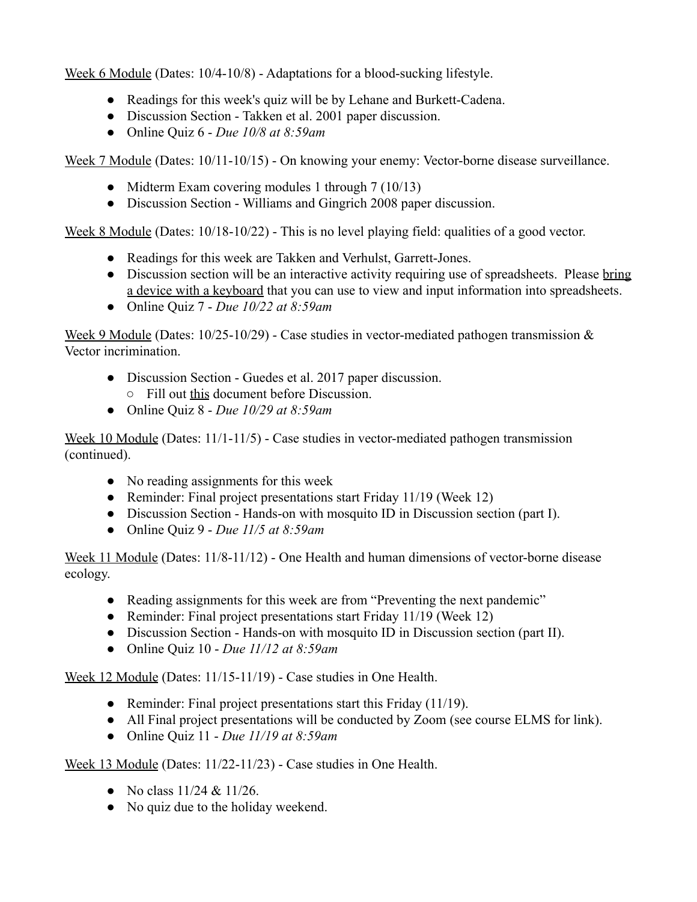<u>Week 6 Module</u> (Dates: 10/4-10/8) - Adaptations for a blood-sucking lifestyle.

- Readings for this week's quiz will be by Lehane and Burkett-Cadena.
- Discussion Section - Takken et al. 2001 paper discussion.
- Online Quiz 6 - *Due 10/8 at 8:59am*

<u>Week 7 Module</u> (Dates: 10/11-10/15) - On knowing your enemy: Vector-borne disease surveillance.

- Midterm Exam covering modules 1 through 7 (10/13)
- Discussion Section - Williams and Gingrich 2008 paper discussion.

<u>Week 8 Module</u> (Dates: 10/18-10/22) - This is no level playing field: qualities of a good vector.

- Readings for this week are Takken and Verhulst, Garrett-Jones.
- Discussion section will be an interactive activity requiring use of spreadsheets. Please <u>bring a device with a keyboard</u> that you can use to view and input information into spreadsheets.
- Online Quiz 7 - *Due 10/22 at 8:59am*

<u>Week 9 Module</u> (Dates: 10/25-10/29) - Case studies in vector-mediated pathogen transmission & Vector incrimination.

- Discussion Section - Guedes et al. 2017 paper discussion.
  - Fill out <u>this</u> document before Discussion.
- Online Quiz 8 - *Due 10/29 at 8:59am*

<u>Week 10 Module</u> (Dates: 11/1-11/5) - Case studies in vector-mediated pathogen transmission (continued).

- No reading assignments for this week
- Reminder: Final project presentations start Friday 11/19 (Week 12)
- Discussion Section - Hands-on with mosquito ID in Discussion section (part I).
- Online Quiz 9 - *Due 11/5 at 8:59am*

<u>Week 11 Module</u> (Dates: 11/8-11/12) - One Health and human dimensions of vector-borne disease ecology.

- Reading assignments for this week are from "Preventing the next pandemic"
- Reminder: Final project presentations start Friday 11/19 (Week 12)
- Discussion Section - Hands-on with mosquito ID in Discussion section (part II).
- Online Quiz 10 - *Due 11/12 at 8:59am*

<u>Week 12 Module</u> (Dates: 11/15-11/19) - Case studies in One Health.

- Reminder: Final project presentations start this Friday (11/19).
- All Final project presentations will be conducted by Zoom (see course ELMS for link).
- Online Quiz 11 - *Due 11/19 at 8:59am*

<u>Week 13 Module</u> (Dates: 11/22-11/23) - Case studies in One Health.

- No class 11/24 & 11/26.
- No quiz due to the holiday weekend.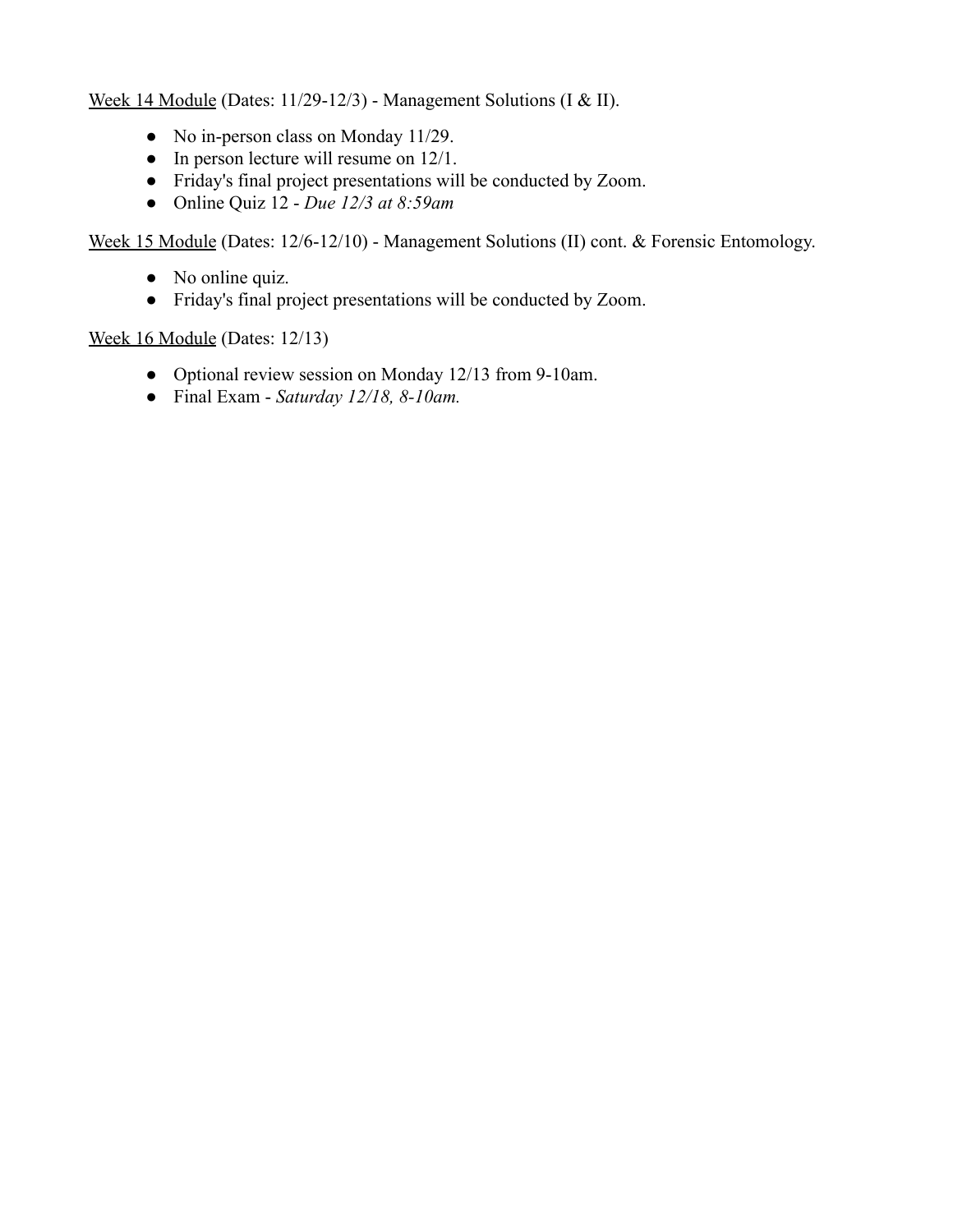<u>Week 14 Module</u> (Dates: 11/29-12/3) - Management Solutions (I & II).

- No in-person class on Monday 11/29.
- In person lecture will resume on 12/1.
- Friday's final project presentations will be conducted by Zoom.
- Online Quiz 12 - *Due 12/3 at 8:59am*

<u>Week 15 Module</u> (Dates: 12/6-12/10) - Management Solutions (II) cont. & Forensic Entomology.

- No online quiz.
- Friday's final project presentations will be conducted by Zoom.

<u>Week 16 Module</u> (Dates: 12/13)

- Optional review session on Monday 12/13 from 9-10am.
- Final Exam - *Saturday 12/18, 8-10am.*